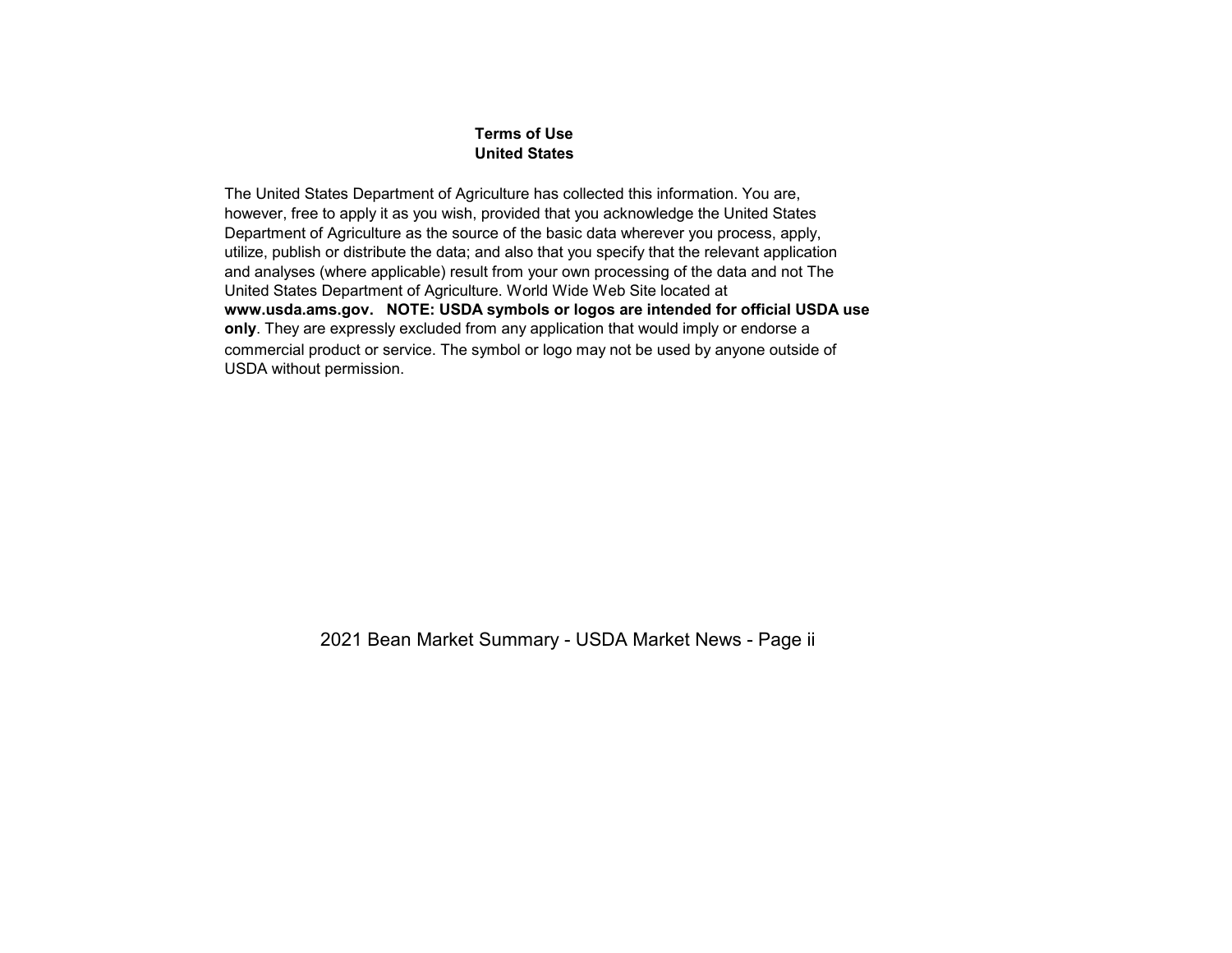**Terms of Use**
**United States**

The United States Department of Agriculture has collected this information. You are, however, free to apply it as you wish, provided that you acknowledge the United States Department of Agriculture as the source of the basic data wherever you process, apply, utilize, publish or distribute the data; and also that you specify that the relevant application and analyses (where applicable) result from your own processing of the data and not The United States Department of Agriculture. World Wide Web Site located at **www.usda.ams.gov. NOTE: USDA symbols or logos are intended for official USDA use only**. They are expressly excluded from any application that would imply or endorse a commercial product or service. The symbol or logo may not be used by anyone outside of USDA without permission.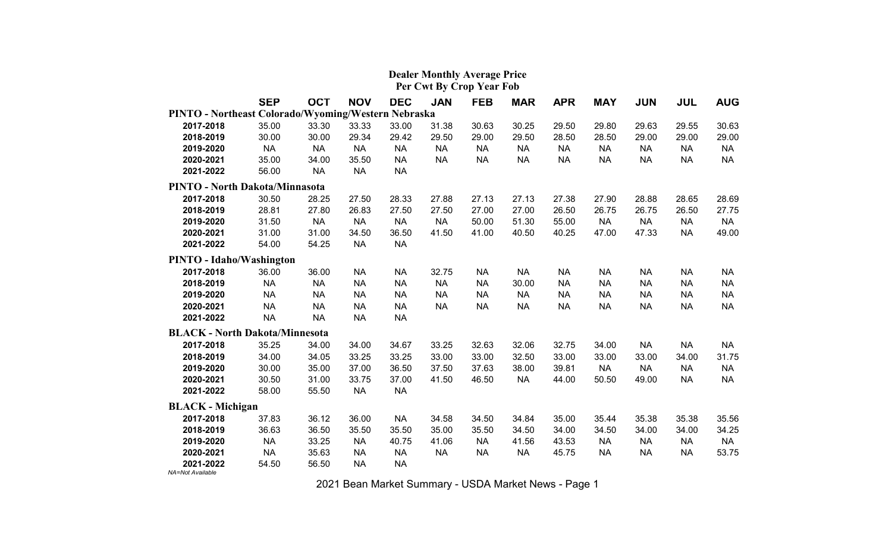## Dealer Monthly Average Price
### Per Cwt By Crop Year Fob

| | SEP | OCT | NOV | DEC | JAN | FEB | MAR | APR | MAY | JUN | JUL | AUG |
|---|---|---|---|---|---|---|---|---|---|---|---|---|
| **PINTO - Northeast Colorado/Wyoming/Western Nebraska** | | | | | | | | | | | | |
| **2017-2018** | 35.00 | 33.30 | 33.33 | 33.00 | 31.38 | 30.63 | 30.25 | 29.50 | 29.80 | 29.63 | 29.55 | 30.63 |
| **2018-2019** | 30.00 | 30.00 | 29.34 | 29.42 | 29.50 | 29.00 | 29.50 | 28.50 | 28.50 | 29.00 | 29.00 | 29.00 |
| **2019-2020** | NA | NA | NA | NA | NA | NA | NA | NA | NA | NA | NA | NA |
| **2020-2021** | 35.00 | 34.00 | 35.50 | NA | NA | NA | NA | NA | NA | NA | NA | NA |
| **2021-2022** | 56.00 | NA | NA | NA | | | | | | | | |
| **PINTO - North Dakota/Minnasota** | | | | | | | | | | | | |
| **2017-2018** | 30.50 | 28.25 | 27.50 | 28.33 | 27.88 | 27.13 | 27.13 | 27.38 | 27.90 | 28.88 | 28.65 | 28.69 |
| **2018-2019** | 28.81 | 27.80 | 26.83 | 27.50 | 27.50 | 27.00 | 27.00 | 26.50 | 26.75 | 26.75 | 26.50 | 27.75 |
| **2019-2020** | 31.50 | NA | NA | NA | NA | 50.00 | 51.30 | 55.00 | NA | NA | NA | NA |
| **2020-2021** | 31.00 | 31.00 | 34.50 | 36.50 | 41.50 | 41.00 | 40.50 | 40.25 | 47.00 | 47.33 | NA | 49.00 |
| **2021-2022** | 54.00 | 54.25 | NA | NA | | | | | | | | |
| **PINTO - Idaho/Washington** | | | | | | | | | | | | |
| **2017-2018** | 36.00 | 36.00 | NA | NA | 32.75 | NA | NA | NA | NA | NA | NA | NA |
| **2018-2019** | NA | NA | NA | NA | NA | NA | 30.00 | NA | NA | NA | NA | NA |
| **2019-2020** | NA | NA | NA | NA | NA | NA | NA | NA | NA | NA | NA | NA |
| **2020-2021** | NA | NA | NA | NA | NA | NA | NA | NA | NA | NA | NA | NA |
| **2021-2022** | NA | NA | NA | NA | | | | | | | | |
| **BLACK - North Dakota/Minnesota** | | | | | | | | | | | | |
| **2017-2018** | 35.25 | 34.00 | 34.00 | 34.67 | 33.25 | 32.63 | 32.06 | 32.75 | 34.00 | NA | NA | NA |
| **2018-2019** | 34.00 | 34.05 | 33.25 | 33.25 | 33.00 | 33.00 | 32.50 | 33.00 | 33.00 | 33.00 | 34.00 | 31.75 |
| **2019-2020** | 30.00 | 35.00 | 37.00 | 36.50 | 37.50 | 37.63 | 38.00 | 39.81 | NA | NA | NA | NA |
| **2020-2021** | 30.50 | 31.00 | 33.75 | 37.00 | 41.50 | 46.50 | NA | 44.00 | 50.50 | 49.00 | NA | NA |
| **2021-2022** | 58.00 | 55.50 | NA | NA | | | | | | | | |
| **BLACK - Michigan** | | | | | | | | | | | | |
| **2017-2018** | 37.83 | 36.12 | 36.00 | NA | 34.58 | 34.50 | 34.84 | 35.00 | 35.44 | 35.38 | 35.38 | 35.56 |
| **2018-2019** | 36.63 | 36.50 | 35.50 | 35.50 | 35.00 | 35.50 | 34.50 | 34.00 | 34.50 | 34.00 | 34.00 | 34.25 |
| **2019-2020** | NA | 33.25 | NA | 40.75 | 41.06 | NA | 41.56 | 43.53 | NA | NA | NA | NA |
| **2020-2021** | NA | 35.63 | NA | NA | NA | NA | NA | 45.75 | NA | NA | NA | 53.75 |
| **2021-2022** | 54.50 | 56.50 | NA | NA | | | | | | | | |

*NA=Not Available*

2021 Bean Market Summary - USDA Market News - Page 1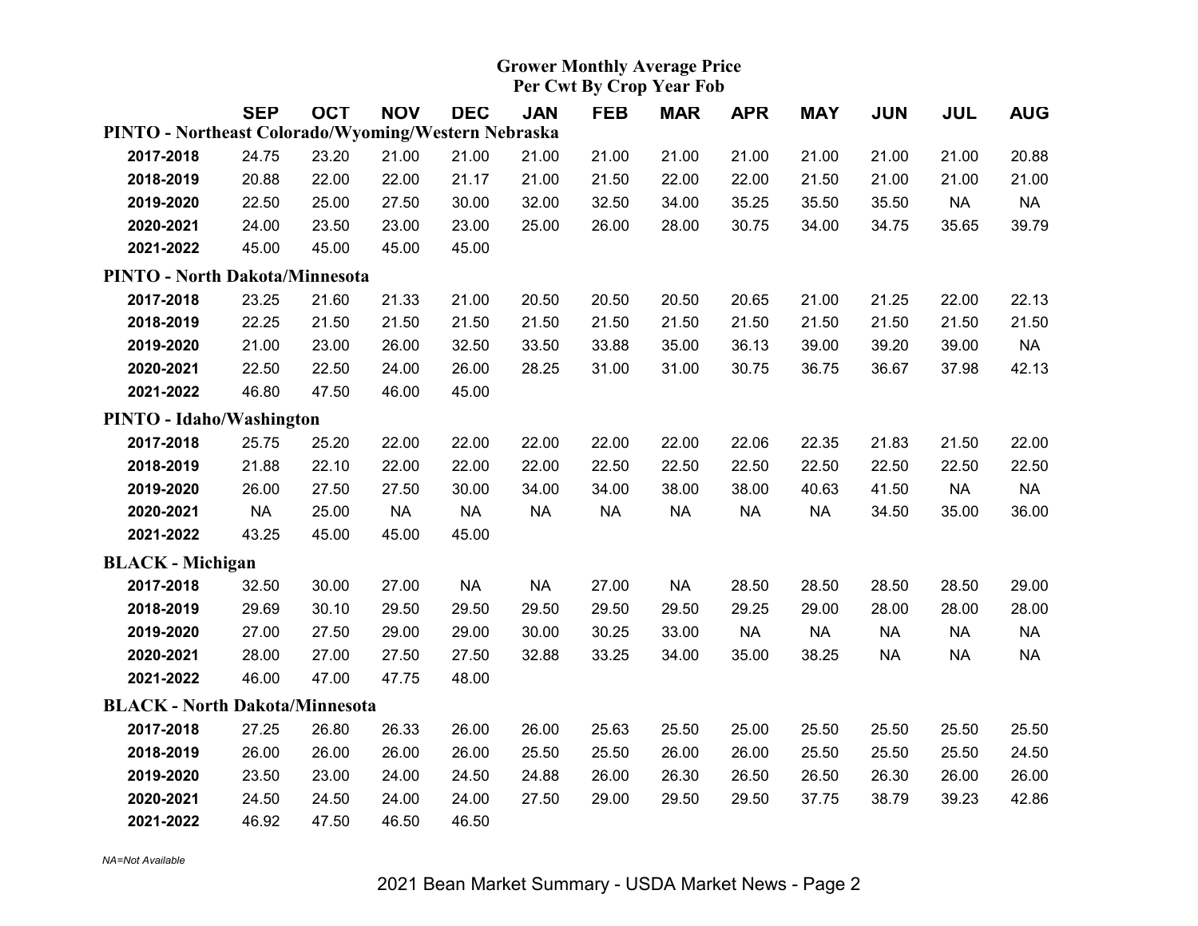## Grower Monthly Average Price
## Per Cwt By Crop Year Fob

| | SEP | OCT | NOV | DEC | JAN | FEB | MAR | APR | MAY | JUN | JUL | AUG |
|---|---|---|---|---|---|---|---|---|---|---|---|---|
| **PINTO - Northeast Colorado/Wyoming/Western Nebraska** | | | | | | | | | | | | |
| **2017-2018** | 24.75 | 23.20 | 21.00 | 21.00 | 21.00 | 21.00 | 21.00 | 21.00 | 21.00 | 21.00 | 21.00 | 20.88 |
| **2018-2019** | 20.88 | 22.00 | 22.00 | 21.17 | 21.00 | 21.50 | 22.00 | 22.00 | 21.50 | 21.00 | 21.00 | 21.00 |
| **2019-2020** | 22.50 | 25.00 | 27.50 | 30.00 | 32.00 | 32.50 | 34.00 | 35.25 | 35.50 | 35.50 | NA | NA |
| **2020-2021** | 24.00 | 23.50 | 23.00 | 23.00 | 25.00 | 26.00 | 28.00 | 30.75 | 34.00 | 34.75 | 35.65 | 39.79 |
| **2021-2022** | 45.00 | 45.00 | 45.00 | 45.00 | | | | | | | | |
| **PINTO - North Dakota/Minnesota** | | | | | | | | | | | | |
| **2017-2018** | 23.25 | 21.60 | 21.33 | 21.00 | 20.50 | 20.50 | 20.50 | 20.65 | 21.00 | 21.25 | 22.00 | 22.13 |
| **2018-2019** | 22.25 | 21.50 | 21.50 | 21.50 | 21.50 | 21.50 | 21.50 | 21.50 | 21.50 | 21.50 | 21.50 | 21.50 |
| **2019-2020** | 21.00 | 23.00 | 26.00 | 32.50 | 33.50 | 33.88 | 35.00 | 36.13 | 39.00 | 39.20 | 39.00 | NA |
| **2020-2021** | 22.50 | 22.50 | 24.00 | 26.00 | 28.25 | 31.00 | 31.00 | 30.75 | 36.75 | 36.67 | 37.98 | 42.13 |
| **2021-2022** | 46.80 | 47.50 | 46.00 | 45.00 | | | | | | | | |
| **PINTO - Idaho/Washington** | | | | | | | | | | | | |
| **2017-2018** | 25.75 | 25.20 | 22.00 | 22.00 | 22.00 | 22.00 | 22.00 | 22.06 | 22.35 | 21.83 | 21.50 | 22.00 |
| **2018-2019** | 21.88 | 22.10 | 22.00 | 22.00 | 22.00 | 22.50 | 22.50 | 22.50 | 22.50 | 22.50 | 22.50 | 22.50 |
| **2019-2020** | 26.00 | 27.50 | 27.50 | 30.00 | 34.00 | 34.00 | 38.00 | 38.00 | 40.63 | 41.50 | NA | NA |
| **2020-2021** | NA | 25.00 | NA | NA | NA | NA | NA | NA | NA | 34.50 | 35.00 | 36.00 |
| **2021-2022** | 43.25 | 45.00 | 45.00 | 45.00 | | | | | | | | |
| **BLACK - Michigan** | | | | | | | | | | | | |
| **2017-2018** | 32.50 | 30.00 | 27.00 | NA | NA | 27.00 | NA | 28.50 | 28.50 | 28.50 | 28.50 | 29.00 |
| **2018-2019** | 29.69 | 30.10 | 29.50 | 29.50 | 29.50 | 29.50 | 29.50 | 29.25 | 29.00 | 28.00 | 28.00 | 28.00 |
| **2019-2020** | 27.00 | 27.50 | 29.00 | 29.00 | 30.00 | 30.25 | 33.00 | NA | NA | NA | NA | NA |
| **2020-2021** | 28.00 | 27.00 | 27.50 | 27.50 | 32.88 | 33.25 | 34.00 | 35.00 | 38.25 | NA | NA | NA |
| **2021-2022** | 46.00 | 47.00 | 47.75 | 48.00 | | | | | | | | |
| **BLACK - North Dakota/Minnesota** | | | | | | | | | | | | |
| **2017-2018** | 27.25 | 26.80 | 26.33 | 26.00 | 26.00 | 25.63 | 25.50 | 25.00 | 25.50 | 25.50 | 25.50 | 25.50 |
| **2018-2019** | 26.00 | 26.00 | 26.00 | 26.00 | 25.50 | 25.50 | 26.00 | 26.00 | 25.50 | 25.50 | 25.50 | 24.50 |
| **2019-2020** | 23.50 | 23.00 | 24.00 | 24.50 | 24.88 | 26.00 | 26.30 | 26.50 | 26.50 | 26.30 | 26.00 | 26.00 |
| **2020-2021** | 24.50 | 24.50 | 24.00 | 24.00 | 27.50 | 29.00 | 29.50 | 29.50 | 37.75 | 38.79 | 39.23 | 42.86 |
| **2021-2022** | 46.92 | 47.50 | 46.50 | 46.50 | | | | | | | | |

*NA=Not Available*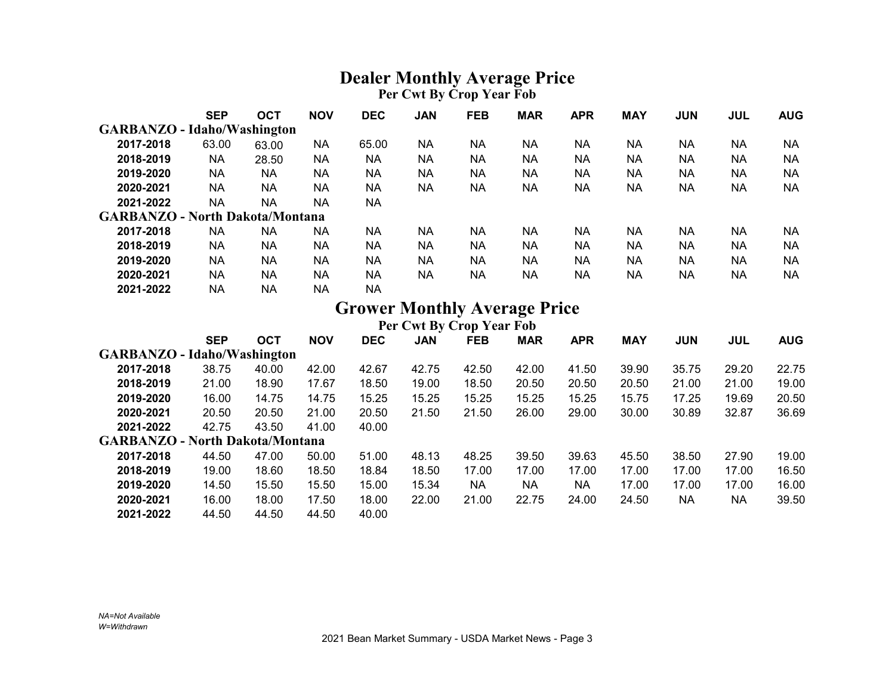# Dealer Monthly Average Price

## Per Cwt By Crop Year Fob

| | SEP | OCT | NOV | DEC | JAN | FEB | MAR | APR | MAY | JUN | JUL | AUG |
|---|---|---|---|---|---|---|---|---|---|---|---|---|
| **GARBANZO - Idaho/Washington** | | | | | | | | | | | | |
| **2017-2018** | 63.00 | 63.00 | NA | 65.00 | NA | NA | NA | NA | NA | NA | NA | NA |
| **2018-2019** | NA | 28.50 | NA | NA | NA | NA | NA | NA | NA | NA | NA | NA |
| **2019-2020** | NA | NA | NA | NA | NA | NA | NA | NA | NA | NA | NA | NA |
| **2020-2021** | NA | NA | NA | NA | NA | NA | NA | NA | NA | NA | NA | NA |
| **2021-2022** | NA | NA | NA | NA | | | | | | | | |
| **GARBANZO - North Dakota/Montana** | | | | | | | | | | | | |
| **2017-2018** | NA | NA | NA | NA | NA | NA | NA | NA | NA | NA | NA | NA |
| **2018-2019** | NA | NA | NA | NA | NA | NA | NA | NA | NA | NA | NA | NA |
| **2019-2020** | NA | NA | NA | NA | NA | NA | NA | NA | NA | NA | NA | NA |
| **2020-2021** | NA | NA | NA | NA | NA | NA | NA | NA | NA | NA | NA | NA |
| **2021-2022** | NA | NA | NA | NA | | | | | | | | |

# Grower Monthly Average Price

## Per Cwt By Crop Year Fob

| | SEP | OCT | NOV | DEC | JAN | FEB | MAR | APR | MAY | JUN | JUL | AUG |
|---|---|---|---|---|---|---|---|---|---|---|---|---|
| **GARBANZO - Idaho/Washington** | | | | | | | | | | | | |
| **2017-2018** | 38.75 | 40.00 | 42.00 | 42.67 | 42.75 | 42.50 | 42.00 | 41.50 | 39.90 | 35.75 | 29.20 | 22.75 |
| **2018-2019** | 21.00 | 18.90 | 17.67 | 18.50 | 19.00 | 18.50 | 20.50 | 20.50 | 20.50 | 21.00 | 21.00 | 19.00 |
| **2019-2020** | 16.00 | 14.75 | 14.75 | 15.25 | 15.25 | 15.25 | 15.25 | 15.25 | 15.75 | 17.25 | 19.69 | 20.50 |
| **2020-2021** | 20.50 | 20.50 | 21.00 | 20.50 | 21.50 | 21.50 | 26.00 | 29.00 | 30.00 | 30.89 | 32.87 | 36.69 |
| **2021-2022** | 42.75 | 43.50 | 41.00 | 40.00 | | | | | | | | |
| **GARBANZO - North Dakota/Montana** | | | | | | | | | | | | |
| **2017-2018** | 44.50 | 47.00 | 50.00 | 51.00 | 48.13 | 48.25 | 39.50 | 39.63 | 45.50 | 38.50 | 27.90 | 19.00 |
| **2018-2019** | 19.00 | 18.60 | 18.50 | 18.84 | 18.50 | 17.00 | 17.00 | 17.00 | 17.00 | 17.00 | 17.00 | 16.50 |
| **2019-2020** | 14.50 | 15.50 | 15.50 | 15.00 | 15.34 | NA | NA | NA | 17.00 | 17.00 | 17.00 | 16.00 |
| **2020-2021** | 16.00 | 18.00 | 17.50 | 18.00 | 22.00 | 21.00 | 22.75 | 24.00 | 24.50 | NA | NA | 39.50 |
| **2021-2022** | 44.50 | 44.50 | 44.50 | 40.00 | | | | | | | | |

*NA=Not Available*
*W=Withdrawn*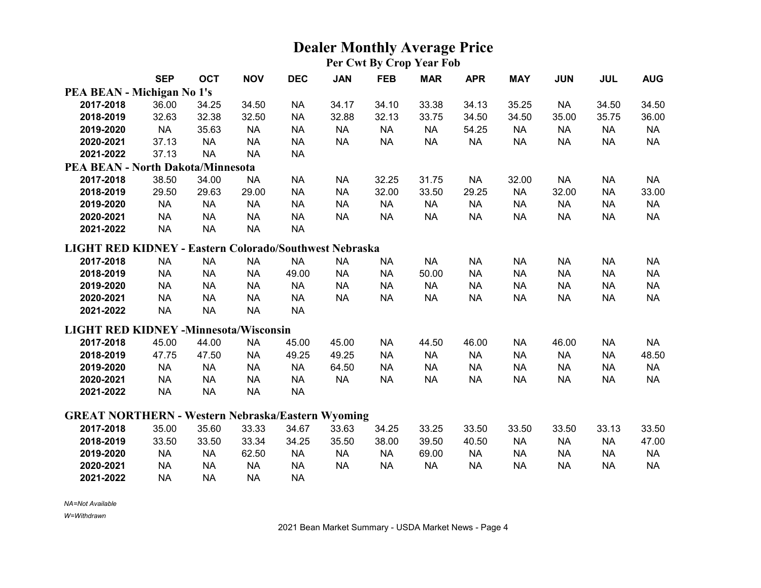# Dealer Monthly Average Price

## Per Cwt By Crop Year Fob

| | SEP | OCT | NOV | DEC | JAN | FEB | MAR | APR | MAY | JUN | JUL | AUG |
|---|---|---|---|---|---|---|---|---|---|---|---|---|
| **PEA BEAN - Michigan No 1's** | | | | | | | | | | | | |
| **2017-2018** | 36.00 | 34.25 | 34.50 | NA | 34.17 | 34.10 | 33.38 | 34.13 | 35.25 | NA | 34.50 | 34.50 |
| **2018-2019** | 32.63 | 32.38 | 32.50 | NA | 32.88 | 32.13 | 33.75 | 34.50 | 34.50 | 35.00 | 35.75 | 36.00 |
| **2019-2020** | NA | 35.63 | NA | NA | NA | NA | NA | 54.25 | NA | NA | NA | NA |
| **2020-2021** | 37.13 | NA | NA | NA | NA | NA | NA | NA | NA | NA | NA | NA |
| **2021-2022** | 37.13 | NA | NA | NA | | | | | | | | |
| **PEA BEAN - North Dakota/Minnesota** | | | | | | | | | | | | |
| **2017-2018** | 38.50 | 34.00 | NA | NA | NA | 32.25 | 31.75 | NA | 32.00 | NA | NA | NA |
| **2018-2019** | 29.50 | 29.63 | 29.00 | NA | NA | 32.00 | 33.50 | 29.25 | NA | 32.00 | NA | 33.00 |
| **2019-2020** | NA | NA | NA | NA | NA | NA | NA | NA | NA | NA | NA | NA |
| **2020-2021** | NA | NA | NA | NA | NA | NA | NA | NA | NA | NA | NA | NA |
| **2021-2022** | NA | NA | NA | NA | | | | | | | | |
| **LIGHT RED KIDNEY - Eastern Colorado/Southwest Nebraska** | | | | | | | | | | | | |
| **2017-2018** | NA | NA | NA | NA | NA | NA | NA | NA | NA | NA | NA | NA |
| **2018-2019** | NA | NA | NA | 49.00 | NA | NA | 50.00 | NA | NA | NA | NA | NA |
| **2019-2020** | NA | NA | NA | NA | NA | NA | NA | NA | NA | NA | NA | NA |
| **2020-2021** | NA | NA | NA | NA | NA | NA | NA | NA | NA | NA | NA | NA |
| **2021-2022** | NA | NA | NA | NA | | | | | | | | |
| **LIGHT RED KIDNEY -Minnesota/Wisconsin** | | | | | | | | | | | | |
| **2017-2018** | 45.00 | 44.00 | NA | 45.00 | 45.00 | NA | 44.50 | 46.00 | NA | 46.00 | NA | NA |
| **2018-2019** | 47.75 | 47.50 | NA | 49.25 | 49.25 | NA | NA | NA | NA | NA | NA | 48.50 |
| **2019-2020** | NA | NA | NA | NA | 64.50 | NA | NA | NA | NA | NA | NA | NA |
| **2020-2021** | NA | NA | NA | NA | NA | NA | NA | NA | NA | NA | NA | NA |
| **2021-2022** | NA | NA | NA | NA | | | | | | | | |
| **GREAT NORTHERN - Western Nebraska/Eastern Wyoming** | | | | | | | | | | | | |
| **2017-2018** | 35.00 | 35.60 | 33.33 | 34.67 | 33.63 | 34.25 | 33.25 | 33.50 | 33.50 | 33.50 | 33.13 | 33.50 |
| **2018-2019** | 33.50 | 33.50 | 33.34 | 34.25 | 35.50 | 38.00 | 39.50 | 40.50 | NA | NA | NA | 47.00 |
| **2019-2020** | NA | NA | 62.50 | NA | NA | NA | 69.00 | NA | NA | NA | NA | NA |
| **2020-2021** | NA | NA | NA | NA | NA | NA | NA | NA | NA | NA | NA | NA |
| **2021-2022** | NA | NA | NA | NA | | | | | | | | |

*NA=Not Available*

*W=Withdrawn*

2021 Bean Market Summary - USDA Market News - Page 4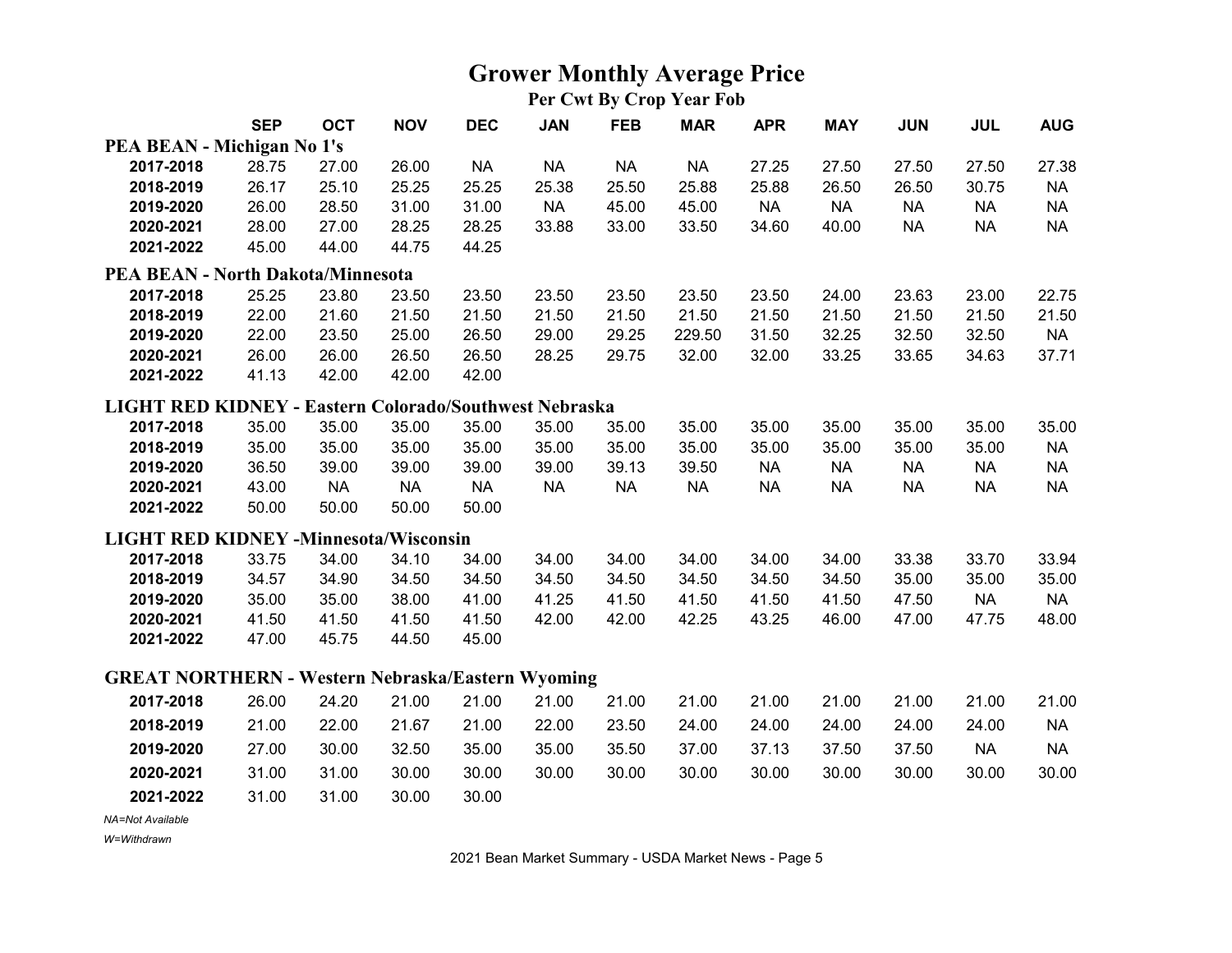# Grower Monthly Average Price

## Per Cwt By Crop Year Fob

| | SEP | OCT | NOV | DEC | JAN | FEB | MAR | APR | MAY | JUN | JUL | AUG |
|---|---|---|---|---|---|---|---|---|---|---|---|---|
| **PEA BEAN - Michigan No 1's** | | | | | | | | | | | | |
| 2017-2018 | 28.75 | 27.00 | 26.00 | NA | NA | NA | NA | 27.25 | 27.50 | 27.50 | 27.50 | 27.38 |
| 2018-2019 | 26.17 | 25.10 | 25.25 | 25.25 | 25.38 | 25.50 | 25.88 | 25.88 | 26.50 | 26.50 | 30.75 | NA |
| 2019-2020 | 26.00 | 28.50 | 31.00 | 31.00 | NA | 45.00 | 45.00 | NA | NA | NA | NA | NA |
| 2020-2021 | 28.00 | 27.00 | 28.25 | 28.25 | 33.88 | 33.00 | 33.50 | 34.60 | 40.00 | NA | NA | NA |
| 2021-2022 | 45.00 | 44.00 | 44.75 | 44.25 | | | | | | | | |
| **PEA BEAN - North Dakota/Minnesota** | | | | | | | | | | | | |
| 2017-2018 | 25.25 | 23.80 | 23.50 | 23.50 | 23.50 | 23.50 | 23.50 | 23.50 | 24.00 | 23.63 | 23.00 | 22.75 |
| 2018-2019 | 22.00 | 21.60 | 21.50 | 21.50 | 21.50 | 21.50 | 21.50 | 21.50 | 21.50 | 21.50 | 21.50 | 21.50 |
| 2019-2020 | 22.00 | 23.50 | 25.00 | 26.50 | 29.00 | 29.25 | 229.50 | 31.50 | 32.25 | 32.50 | 32.50 | NA |
| 2020-2021 | 26.00 | 26.00 | 26.50 | 26.50 | 28.25 | 29.75 | 32.00 | 32.00 | 33.25 | 33.65 | 34.63 | 37.71 |
| 2021-2022 | 41.13 | 42.00 | 42.00 | 42.00 | | | | | | | | |
| **LIGHT RED KIDNEY - Eastern Colorado/Southwest Nebraska** | | | | | | | | | | | | |
| 2017-2018 | 35.00 | 35.00 | 35.00 | 35.00 | 35.00 | 35.00 | 35.00 | 35.00 | 35.00 | 35.00 | 35.00 | 35.00 |
| 2018-2019 | 35.00 | 35.00 | 35.00 | 35.00 | 35.00 | 35.00 | 35.00 | 35.00 | 35.00 | 35.00 | 35.00 | NA |
| 2019-2020 | 36.50 | 39.00 | 39.00 | 39.00 | 39.00 | 39.13 | 39.50 | NA | NA | NA | NA | NA |
| 2020-2021 | 43.00 | NA | NA | NA | NA | NA | NA | NA | NA | NA | NA | NA |
| 2021-2022 | 50.00 | 50.00 | 50.00 | 50.00 | | | | | | | | |
| **LIGHT RED KIDNEY -Minnesota/Wisconsin** | | | | | | | | | | | | |
| 2017-2018 | 33.75 | 34.00 | 34.10 | 34.00 | 34.00 | 34.00 | 34.00 | 34.00 | 34.00 | 33.38 | 33.70 | 33.94 |
| 2018-2019 | 34.57 | 34.90 | 34.50 | 34.50 | 34.50 | 34.50 | 34.50 | 34.50 | 34.50 | 35.00 | 35.00 | 35.00 |
| 2019-2020 | 35.00 | 35.00 | 38.00 | 41.00 | 41.25 | 41.50 | 41.50 | 41.50 | 41.50 | 47.50 | NA | NA |
| 2020-2021 | 41.50 | 41.50 | 41.50 | 41.50 | 42.00 | 42.00 | 42.25 | 43.25 | 46.00 | 47.00 | 47.75 | 48.00 |
| 2021-2022 | 47.00 | 45.75 | 44.50 | 45.00 | | | | | | | | |
| **GREAT NORTHERN - Western Nebraska/Eastern Wyoming** | | | | | | | | | | | | |
| 2017-2018 | 26.00 | 24.20 | 21.00 | 21.00 | 21.00 | 21.00 | 21.00 | 21.00 | 21.00 | 21.00 | 21.00 | 21.00 |
| 2018-2019 | 21.00 | 22.00 | 21.67 | 21.00 | 22.00 | 23.50 | 24.00 | 24.00 | 24.00 | 24.00 | 24.00 | NA |
| 2019-2020 | 27.00 | 30.00 | 32.50 | 35.00 | 35.00 | 35.50 | 37.00 | 37.13 | 37.50 | 37.50 | NA | NA |
| 2020-2021 | 31.00 | 31.00 | 30.00 | 30.00 | 30.00 | 30.00 | 30.00 | 30.00 | 30.00 | 30.00 | 30.00 | 30.00 |
| 2021-2022 | 31.00 | 31.00 | 30.00 | 30.00 | | | | | | | | |

*NA=Not Available*

*W=Withdrawn*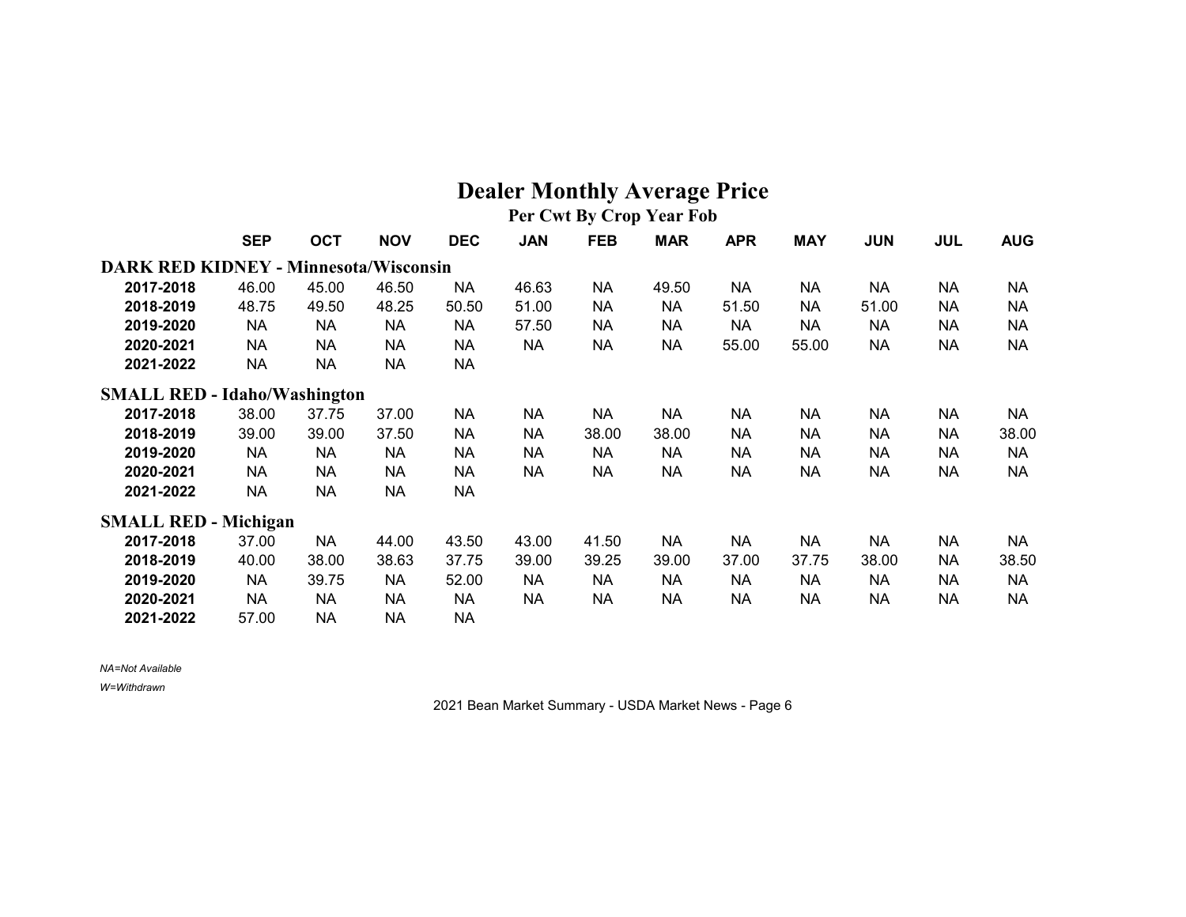# Dealer Monthly Average Price

## Per Cwt By Crop Year Fob

| | SEP | OCT | NOV | DEC | JAN | FEB | MAR | APR | MAY | JUN | JUL | AUG |
|---|---|---|---|---|---|---|---|---|---|---|---|---|
| **DARK RED KIDNEY - Minnesota/Wisconsin** | | | | | | | | | | | | |
| **2017-2018** | 46.00 | 45.00 | 46.50 | NA | 46.63 | NA | 49.50 | NA | NA | NA | NA | NA |
| **2018-2019** | 48.75 | 49.50 | 48.25 | 50.50 | 51.00 | NA | NA | 51.50 | NA | 51.00 | NA | NA |
| **2019-2020** | NA | NA | NA | NA | 57.50 | NA | NA | NA | NA | NA | NA | NA |
| **2020-2021** | NA | NA | NA | NA | NA | NA | NA | 55.00 | 55.00 | NA | NA | NA |
| **2021-2022** | NA | NA | NA | NA | | | | | | | | |
| **SMALL RED - Idaho/Washington** | | | | | | | | | | | | |
| **2017-2018** | 38.00 | 37.75 | 37.00 | NA | NA | NA | NA | NA | NA | NA | NA | NA |
| **2018-2019** | 39.00 | 39.00 | 37.50 | NA | NA | 38.00 | 38.00 | NA | NA | NA | NA | 38.00 |
| **2019-2020** | NA | NA | NA | NA | NA | NA | NA | NA | NA | NA | NA | NA |
| **2020-2021** | NA | NA | NA | NA | NA | NA | NA | NA | NA | NA | NA | NA |
| **2021-2022** | NA | NA | NA | NA | | | | | | | | |
| **SMALL RED - Michigan** | | | | | | | | | | | | |
| **2017-2018** | 37.00 | NA | 44.00 | 43.50 | 43.00 | 41.50 | NA | NA | NA | NA | NA | NA |
| **2018-2019** | 40.00 | 38.00 | 38.63 | 37.75 | 39.00 | 39.25 | 39.00 | 37.00 | 37.75 | 38.00 | NA | 38.50 |
| **2019-2020** | NA | 39.75 | NA | 52.00 | NA | NA | NA | NA | NA | NA | NA | NA |
| **2020-2021** | NA | NA | NA | NA | NA | NA | NA | NA | NA | NA | NA | NA |
| **2021-2022** | 57.00 | NA | NA | NA | | | | | | | | |

*NA=Not Available*

*W=Withdrawn*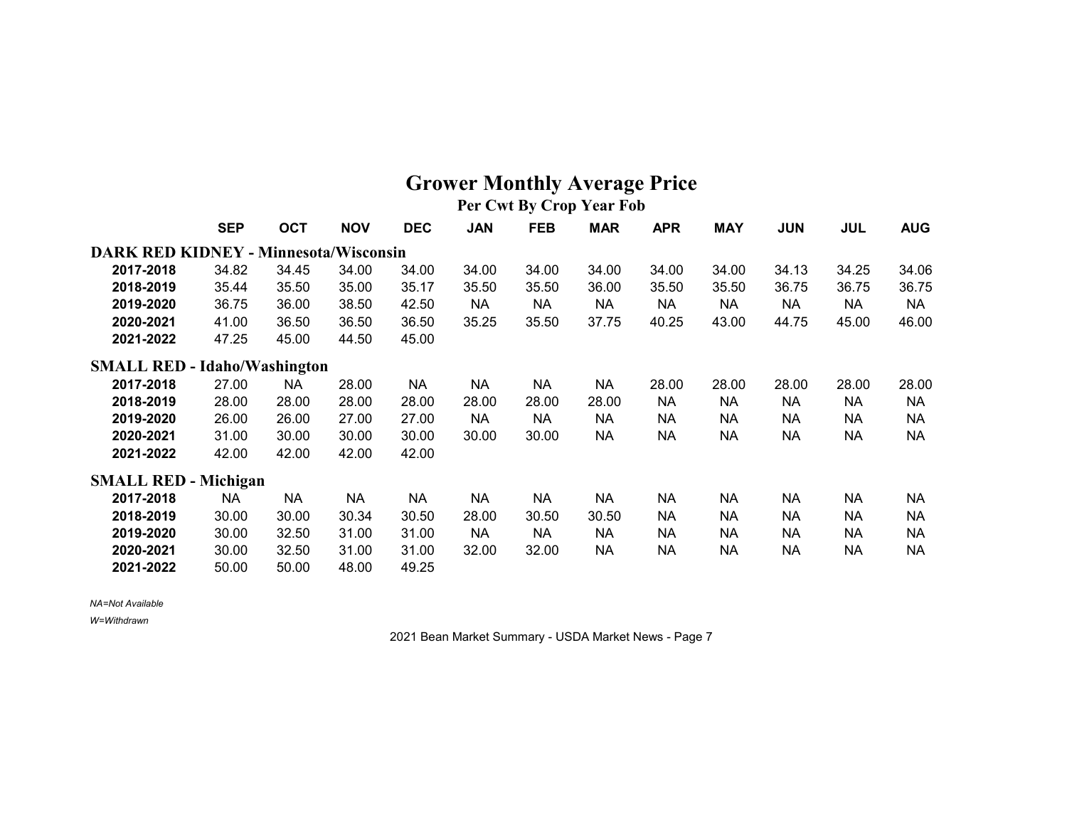# Grower Monthly Average Price

## Per Cwt By Crop Year Fob

| | SEP | OCT | NOV | DEC | JAN | FEB | MAR | APR | MAY | JUN | JUL | AUG |
|---|---|---|---|---|---|---|---|---|---|---|---|---|
| **DARK RED KIDNEY - Minnesota/Wisconsin** | | | | | | | | | | | | |
| **2017-2018** | 34.82 | 34.45 | 34.00 | 34.00 | 34.00 | 34.00 | 34.00 | 34.00 | 34.00 | 34.13 | 34.25 | 34.06 |
| **2018-2019** | 35.44 | 35.50 | 35.00 | 35.17 | 35.50 | 35.50 | 36.00 | 35.50 | 35.50 | 36.75 | 36.75 | 36.75 |
| **2019-2020** | 36.75 | 36.00 | 38.50 | 42.50 | NA | NA | NA | NA | NA | NA | NA | NA |
| **2020-2021** | 41.00 | 36.50 | 36.50 | 36.50 | 35.25 | 35.50 | 37.75 | 40.25 | 43.00 | 44.75 | 45.00 | 46.00 |
| **2021-2022** | 47.25 | 45.00 | 44.50 | 45.00 | | | | | | | | |
| **SMALL RED - Idaho/Washington** | | | | | | | | | | | | |
| **2017-2018** | 27.00 | NA | 28.00 | NA | NA | NA | NA | 28.00 | 28.00 | 28.00 | 28.00 | 28.00 |
| **2018-2019** | 28.00 | 28.00 | 28.00 | 28.00 | 28.00 | 28.00 | 28.00 | NA | NA | NA | NA | NA |
| **2019-2020** | 26.00 | 26.00 | 27.00 | 27.00 | NA | NA | NA | NA | NA | NA | NA | NA |
| **2020-2021** | 31.00 | 30.00 | 30.00 | 30.00 | 30.00 | 30.00 | NA | NA | NA | NA | NA | NA |
| **2021-2022** | 42.00 | 42.00 | 42.00 | 42.00 | | | | | | | | |
| **SMALL RED - Michigan** | | | | | | | | | | | | |
| **2017-2018** | NA | NA | NA | NA | NA | NA | NA | NA | NA | NA | NA | NA |
| **2018-2019** | 30.00 | 30.00 | 30.34 | 30.50 | 28.00 | 30.50 | 30.50 | NA | NA | NA | NA | NA |
| **2019-2020** | 30.00 | 32.50 | 31.00 | 31.00 | NA | NA | NA | NA | NA | NA | NA | NA |
| **2020-2021** | 30.00 | 32.50 | 31.00 | 31.00 | 32.00 | 32.00 | NA | NA | NA | NA | NA | NA |
| **2021-2022** | 50.00 | 50.00 | 48.00 | 49.25 | | | | | | | | |

*NA=Not Available*

*W=Withdrawn*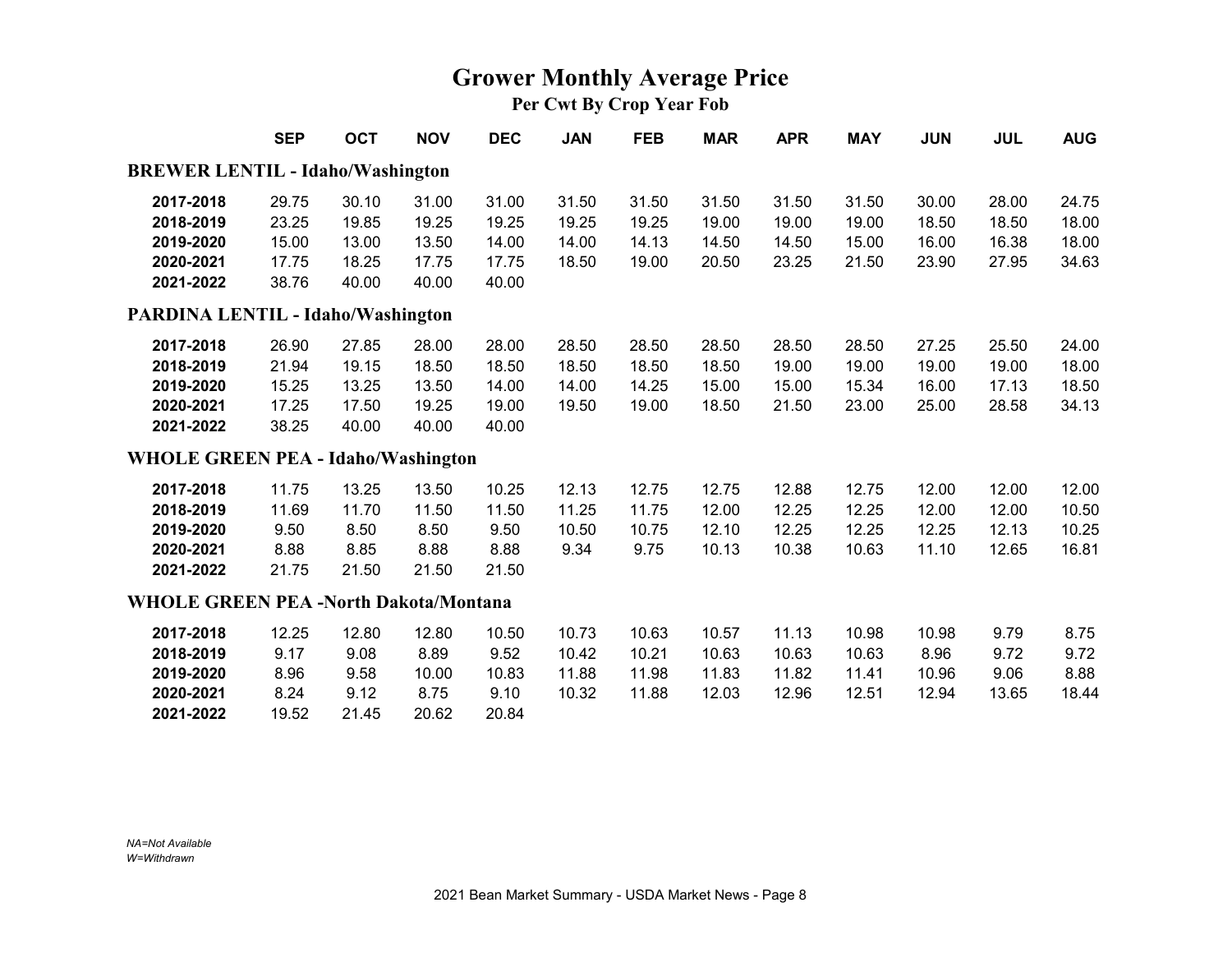# Grower Monthly Average Price

**Per Cwt By Crop Year Fob**

| | SEP | OCT | NOV | DEC | JAN | FEB | MAR | APR | MAY | JUN | JUL | AUG |
|---|---|---|---|---|---|---|---|---|---|---|---|---|
| **BREWER LENTIL - Idaho/Washington** | | | | | | | | | | | | |
| **2017-2018** | 29.75 | 30.10 | 31.00 | 31.00 | 31.50 | 31.50 | 31.50 | 31.50 | 31.50 | 30.00 | 28.00 | 24.75 |
| **2018-2019** | 23.25 | 19.85 | 19.25 | 19.25 | 19.25 | 19.25 | 19.00 | 19.00 | 19.00 | 18.50 | 18.50 | 18.00 |
| **2019-2020** | 15.00 | 13.00 | 13.50 | 14.00 | 14.00 | 14.13 | 14.50 | 14.50 | 15.00 | 16.00 | 16.38 | 18.00 |
| **2020-2021** | 17.75 | 18.25 | 17.75 | 17.75 | 18.50 | 19.00 | 20.50 | 23.25 | 21.50 | 23.90 | 27.95 | 34.63 |
| **2021-2022** | 38.76 | 40.00 | 40.00 | 40.00 | | | | | | | | |
| **PARDINA LENTIL - Idaho/Washington** | | | | | | | | | | | | |
| **2017-2018** | 26.90 | 27.85 | 28.00 | 28.00 | 28.50 | 28.50 | 28.50 | 28.50 | 28.50 | 27.25 | 25.50 | 24.00 |
| **2018-2019** | 21.94 | 19.15 | 18.50 | 18.50 | 18.50 | 18.50 | 18.50 | 19.00 | 19.00 | 19.00 | 19.00 | 18.00 |
| **2019-2020** | 15.25 | 13.25 | 13.50 | 14.00 | 14.00 | 14.25 | 15.00 | 15.00 | 15.34 | 16.00 | 17.13 | 18.50 |
| **2020-2021** | 17.25 | 17.50 | 19.25 | 19.00 | 19.50 | 19.00 | 18.50 | 21.50 | 23.00 | 25.00 | 28.58 | 34.13 |
| **2021-2022** | 38.25 | 40.00 | 40.00 | 40.00 | | | | | | | | |
| **WHOLE GREEN PEA - Idaho/Washington** | | | | | | | | | | | | |
| **2017-2018** | 11.75 | 13.25 | 13.50 | 10.25 | 12.13 | 12.75 | 12.75 | 12.88 | 12.75 | 12.00 | 12.00 | 12.00 |
| **2018-2019** | 11.69 | 11.70 | 11.50 | 11.50 | 11.25 | 11.75 | 12.00 | 12.25 | 12.25 | 12.00 | 12.00 | 10.50 |
| **2019-2020** | 9.50 | 8.50 | 8.50 | 9.50 | 10.50 | 10.75 | 12.10 | 12.25 | 12.25 | 12.25 | 12.13 | 10.25 |
| **2020-2021** | 8.88 | 8.85 | 8.88 | 8.88 | 9.34 | 9.75 | 10.13 | 10.38 | 10.63 | 11.10 | 12.65 | 16.81 |
| **2021-2022** | 21.75 | 21.50 | 21.50 | 21.50 | | | | | | | | |
| **WHOLE GREEN PEA -North Dakota/Montana** | | | | | | | | | | | | |
| **2017-2018** | 12.25 | 12.80 | 12.80 | 10.50 | 10.73 | 10.63 | 10.57 | 11.13 | 10.98 | 10.98 | 9.79 | 8.75 |
| **2018-2019** | 9.17 | 9.08 | 8.89 | 9.52 | 10.42 | 10.21 | 10.63 | 10.63 | 10.63 | 8.96 | 9.72 | 9.72 |
| **2019-2020** | 8.96 | 9.58 | 10.00 | 10.83 | 11.88 | 11.98 | 11.83 | 11.82 | 11.41 | 10.96 | 9.06 | 8.88 |
| **2020-2021** | 8.24 | 9.12 | 8.75 | 9.10 | 10.32 | 11.88 | 12.03 | 12.96 | 12.51 | 12.94 | 13.65 | 18.44 |
| **2021-2022** | 19.52 | 21.45 | 20.62 | 20.84 | | | | | | | | |

*NA=Not Available*
*W=Withdrawn*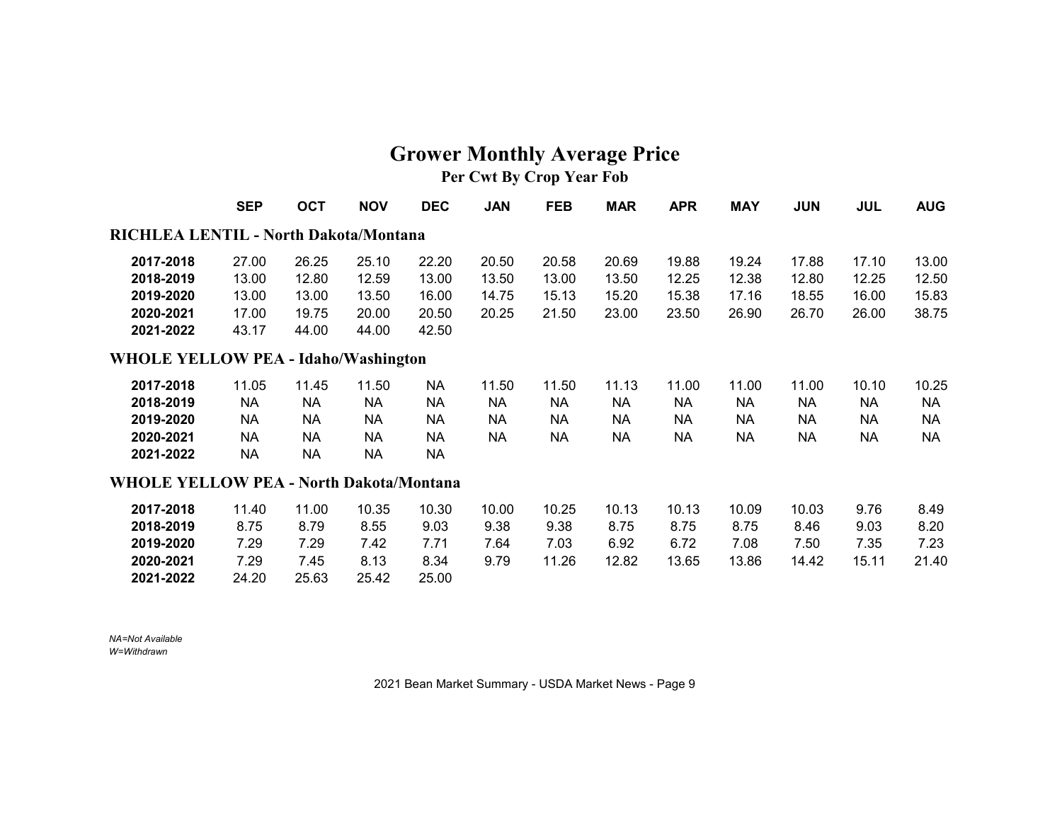# Grower Monthly Average Price

**Per Cwt By Crop Year Fob**

| | SEP | OCT | NOV | DEC | JAN | FEB | MAR | APR | MAY | JUN | JUL | AUG |
|---|---|---|---|---|---|---|---|---|---|---|---|---|
| **RICHLEA LENTIL - North Dakota/Montana** | | | | | | | | | | | | |
| **2017-2018** | 27.00 | 26.25 | 25.10 | 22.20 | 20.50 | 20.58 | 20.69 | 19.88 | 19.24 | 17.88 | 17.10 | 13.00 |
| **2018-2019** | 13.00 | 12.80 | 12.59 | 13.00 | 13.50 | 13.00 | 13.50 | 12.25 | 12.38 | 12.80 | 12.25 | 12.50 |
| **2019-2020** | 13.00 | 13.00 | 13.50 | 16.00 | 14.75 | 15.13 | 15.20 | 15.38 | 17.16 | 18.55 | 16.00 | 15.83 |
| **2020-2021** | 17.00 | 19.75 | 20.00 | 20.50 | 20.25 | 21.50 | 23.00 | 23.50 | 26.90 | 26.70 | 26.00 | 38.75 |
| **2021-2022** | 43.17 | 44.00 | 44.00 | 42.50 | | | | | | | | |
| **WHOLE YELLOW PEA - Idaho/Washington** | | | | | | | | | | | | |
| **2017-2018** | 11.05 | 11.45 | 11.50 | NA | 11.50 | 11.50 | 11.13 | 11.00 | 11.00 | 11.00 | 10.10 | 10.25 |
| **2018-2019** | NA | NA | NA | NA | NA | NA | NA | NA | NA | NA | NA | NA |
| **2019-2020** | NA | NA | NA | NA | NA | NA | NA | NA | NA | NA | NA | NA |
| **2020-2021** | NA | NA | NA | NA | NA | NA | NA | NA | NA | NA | NA | NA |
| **2021-2022** | NA | NA | NA | NA | | | | | | | | |
| **WHOLE YELLOW PEA - North Dakota/Montana** | | | | | | | | | | | | |
| **2017-2018** | 11.40 | 11.00 | 10.35 | 10.30 | 10.00 | 10.25 | 10.13 | 10.13 | 10.09 | 10.03 | 9.76 | 8.49 |
| **2018-2019** | 8.75 | 8.79 | 8.55 | 9.03 | 9.38 | 9.38 | 8.75 | 8.75 | 8.75 | 8.46 | 9.03 | 8.20 |
| **2019-2020** | 7.29 | 7.29 | 7.42 | 7.71 | 7.64 | 7.03 | 6.92 | 6.72 | 7.08 | 7.50 | 7.35 | 7.23 |
| **2020-2021** | 7.29 | 7.45 | 8.13 | 8.34 | 9.79 | 11.26 | 12.82 | 13.65 | 13.86 | 14.42 | 15.11 | 21.40 |
| **2021-2022** | 24.20 | 25.63 | 25.42 | 25.00 | | | | | | | | |

*NA=Not Available*
*W=Withdrawn*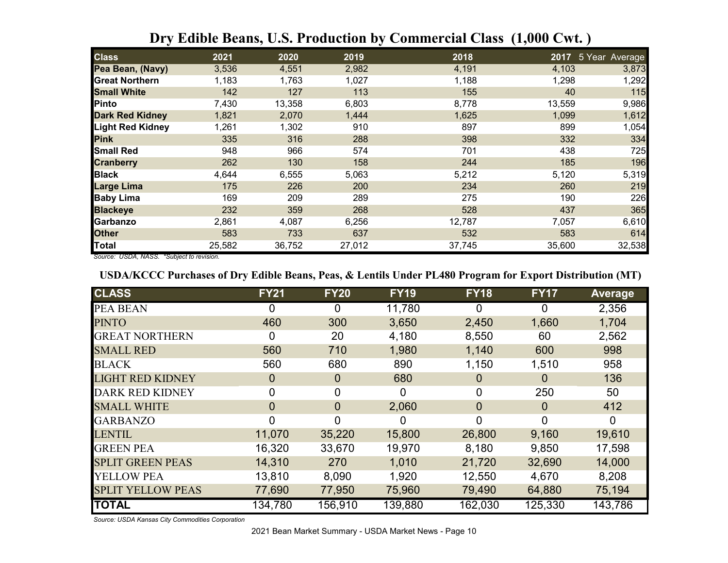## Dry Edible Beans, U.S. Production by Commercial Class (1,000 Cwt. )

| Class | 2021 | 2020 | 2019 | 2018 | 2017 | 5 Year Average |
|---|---|---|---|---|---|---|
| Pea Bean, (Navy) | 3,536 | 4,551 | 2,982 | 4,191 | 4,103 | 3,873 |
| Great Northern | 1,183 | 1,763 | 1,027 | 1,188 | 1,298 | 1,292 |
| Small White | 142 | 127 | 113 | 155 | 40 | 115 |
| Pinto | 7,430 | 13,358 | 6,803 | 8,778 | 13,559 | 9,986 |
| Dark Red Kidney | 1,821 | 2,070 | 1,444 | 1,625 | 1,099 | 1,612 |
| Light Red Kidney | 1,261 | 1,302 | 910 | 897 | 899 | 1,054 |
| Pink | 335 | 316 | 288 | 398 | 332 | 334 |
| Small Red | 948 | 966 | 574 | 701 | 438 | 725 |
| Cranberry | 262 | 130 | 158 | 244 | 185 | 196 |
| Black | 4,644 | 6,555 | 5,063 | 5,212 | 5,120 | 5,319 |
| Large Lima | 175 | 226 | 200 | 234 | 260 | 219 |
| Baby Lima | 169 | 209 | 289 | 275 | 190 | 226 |
| Blackeye | 232 | 359 | 268 | 528 | 437 | 365 |
| Garbanzo | 2,861 | 4,087 | 6,256 | 12,787 | 7,057 | 6,610 |
| Other | 583 | 733 | 637 | 532 | 583 | 614 |
| Total | 25,582 | 36,752 | 27,012 | 37,745 | 35,600 | 32,538 |

*Source: USDA, NASS. *Subject to revision.*

## USDA/KCCC Purchases of Dry Edible Beans, Peas, & Lentils Under PL480 Program for Export Distribution (MT)

| CLASS | FY21 | FY20 | FY19 | FY18 | FY17 | Average |
|---|---|---|---|---|---|---|
| PEA BEAN | 0 | 0 | 11,780 | 0 | 0 | 2,356 |
| PINTO | 460 | 300 | 3,650 | 2,450 | 1,660 | 1,704 |
| GREAT NORTHERN | 0 | 20 | 4,180 | 8,550 | 60 | 2,562 |
| SMALL RED | 560 | 710 | 1,980 | 1,140 | 600 | 998 |
| BLACK | 560 | 680 | 890 | 1,150 | 1,510 | 958 |
| LIGHT RED KIDNEY | 0 | 0 | 680 | 0 | 0 | 136 |
| DARK RED KIDNEY | 0 | 0 | 0 | 0 | 250 | 50 |
| SMALL WHITE | 0 | 0 | 2,060 | 0 | 0 | 412 |
| GARBANZO | 0 | 0 | 0 | 0 | 0 | 0 |
| LENTIL | 11,070 | 35,220 | 15,800 | 26,800 | 9,160 | 19,610 |
| GREEN PEA | 16,320 | 33,670 | 19,970 | 8,180 | 9,850 | 17,598 |
| SPLIT GREEN PEAS | 14,310 | 270 | 1,010 | 21,720 | 32,690 | 14,000 |
| YELLOW PEA | 13,810 | 8,090 | 1,920 | 12,550 | 4,670 | 8,208 |
| SPLIT YELLOW PEAS | 77,690 | 77,950 | 75,960 | 79,490 | 64,880 | 75,194 |
| TOTAL | 134,780 | 156,910 | 139,880 | 162,030 | 125,330 | 143,786 |

*Source: USDA Kansas City Commodities Corporation*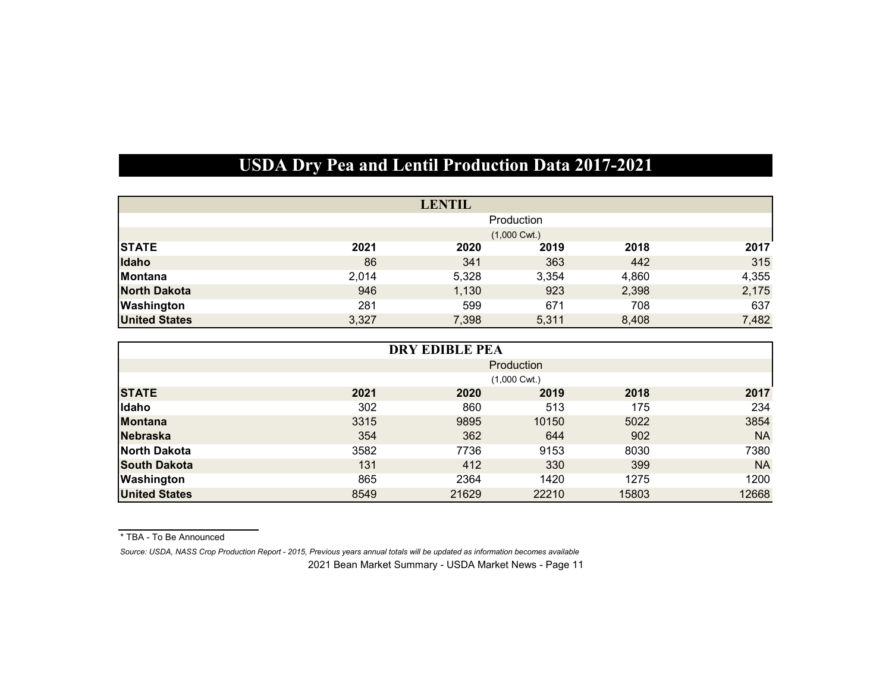# USDA Dry Pea and Lentil Production Data 2017-2021

| LENTIL | | | | | |
|---|---|---|---|---|---|
| | Production (1,000 Cwt.) | | | | |
| **STATE** | **2021** | **2020** | **2019** | **2018** | **2017** |
| **Idaho** | 86 | 341 | 363 | 442 | 315 |
| **Montana** | 2,014 | 5,328 | 3,354 | 4,860 | 4,355 |
| **North Dakota** | 946 | 1,130 | 923 | 2,398 | 2,175 |
| **Washington** | 281 | 599 | 671 | 708 | 637 |
| **United States** | 3,327 | 7,398 | 5,311 | 8,408 | 7,482 |

| DRY EDIBLE PEA | | | | | |
|---|---|---|---|---|---|
| | Production (1,000 Cwt.) | | | | |
| **STATE** | **2021** | **2020** | **2019** | **2018** | **2017** |
| **Idaho** | 302 | 860 | 513 | 175 | 234 |
| **Montana** | 3315 | 9895 | 10150 | 5022 | 3854 |
| **Nebraska** | 354 | 362 | 644 | 902 | NA |
| **North Dakota** | 3582 | 7736 | 9153 | 8030 | 7380 |
| **South Dakota** | 131 | 412 | 330 | 399 | NA |
| **Washington** | 865 | 2364 | 1420 | 1275 | 1200 |
| **United States** | 8549 | 21629 | 22210 | 15803 | 12668 |

* TBA - To Be Announced

*Source: USDA, NASS Crop Production Report - 2015, Previous years annual totals will be updated as information becomes available*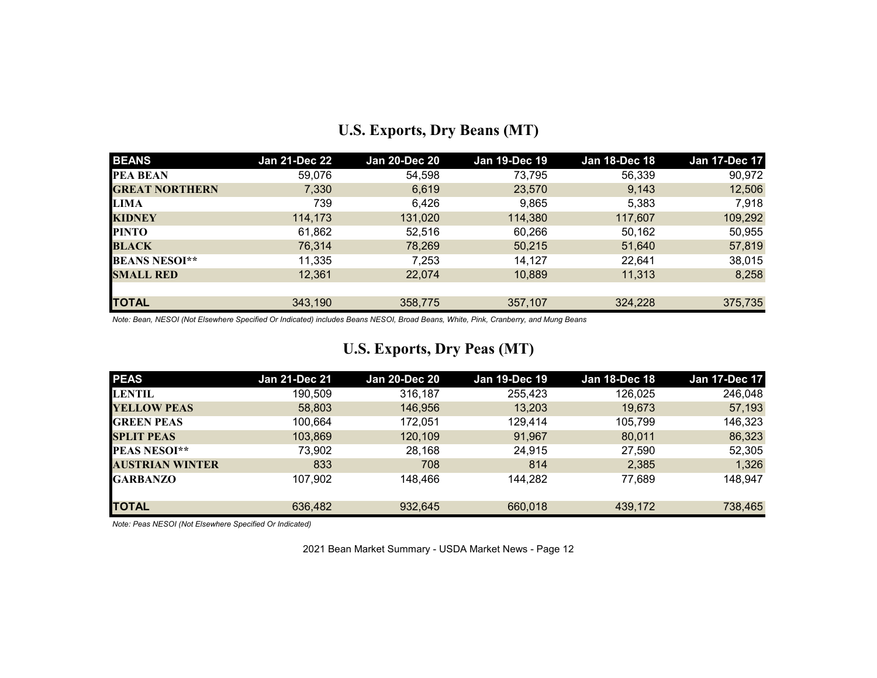## U.S. Exports, Dry Beans (MT)

| BEANS | Jan 21-Dec 22 | Jan 20-Dec 20 | Jan 19-Dec 19 | Jan 18-Dec 18 | Jan 17-Dec 17 |
|---|---|---|---|---|---|
| **PEA BEAN** | 59,076 | 54,598 | 73,795 | 56,339 | 90,972 |
| **GREAT NORTHERN** | 7,330 | 6,619 | 23,570 | 9,143 | 12,506 |
| **LIMA** | 739 | 6,426 | 9,865 | 5,383 | 7,918 |
| **KIDNEY** | 114,173 | 131,020 | 114,380 | 117,607 | 109,292 |
| **PINTO** | 61,862 | 52,516 | 60,266 | 50,162 | 50,955 |
| **BLACK** | 76,314 | 78,269 | 50,215 | 51,640 | 57,819 |
| **BEANS NESOI**** | 11,335 | 7,253 | 14,127 | 22,641 | 38,015 |
| **SMALL RED** | 12,361 | 22,074 | 10,889 | 11,313 | 8,258 |
| **TOTAL** | 343,190 | 358,775 | 357,107 | 324,228 | 375,735 |

*Note: Bean, NESOI (Not Elsewhere Specified Or Indicated) includes Beans NESOI, Broad Beans, White, Pink, Cranberry, and Mung Beans*

## U.S. Exports, Dry Peas (MT)

| PEAS | Jan 21-Dec 21 | Jan 20-Dec 20 | Jan 19-Dec 19 | Jan 18-Dec 18 | Jan 17-Dec 17 |
|---|---|---|---|---|---|
| **LENTIL** | 190,509 | 316,187 | 255,423 | 126,025 | 246,048 |
| **YELLOW PEAS** | 58,803 | 146,956 | 13,203 | 19,673 | 57,193 |
| **GREEN PEAS** | 100,664 | 172,051 | 129,414 | 105,799 | 146,323 |
| **SPLIT PEAS** | 103,869 | 120,109 | 91,967 | 80,011 | 86,323 |
| **PEAS NESOI**** | 73,902 | 28,168 | 24,915 | 27,590 | 52,305 |
| **AUSTRIAN WINTER** | 833 | 708 | 814 | 2,385 | 1,326 |
| **GARBANZO** | 107,902 | 148,466 | 144,282 | 77,689 | 148,947 |
| **TOTAL** | 636,482 | 932,645 | 660,018 | 439,172 | 738,465 |

*Note: Peas NESOI (Not Elsewhere Specified Or Indicated)*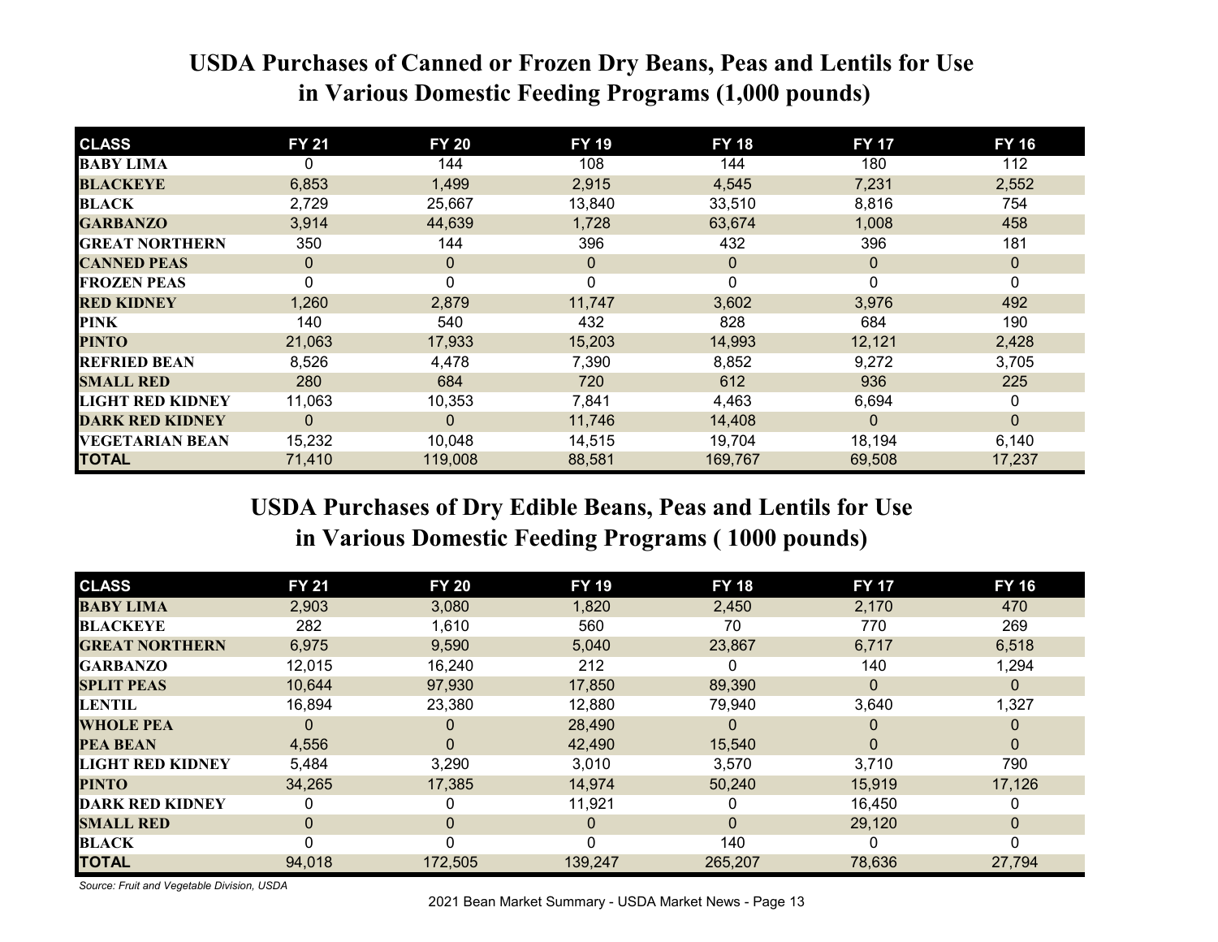## USDA Purchases of Canned or Frozen Dry Beans, Peas and Lentils for Use in Various Domestic Feeding Programs (1,000 pounds)

| CLASS | FY 21 | FY 20 | FY 19 | FY 18 | FY 17 | FY 16 |
|---|---|---|---|---|---|---|
| BABY LIMA | 0 | 144 | 108 | 144 | 180 | 112 |
| BLACKEYE | 6,853 | 1,499 | 2,915 | 4,545 | 7,231 | 2,552 |
| BLACK | 2,729 | 25,667 | 13,840 | 33,510 | 8,816 | 754 |
| GARBANZO | 3,914 | 44,639 | 1,728 | 63,674 | 1,008 | 458 |
| GREAT NORTHERN | 350 | 144 | 396 | 432 | 396 | 181 |
| CANNED PEAS | 0 | 0 | 0 | 0 | 0 | 0 |
| FROZEN PEAS | 0 | 0 | 0 | 0 | 0 | 0 |
| RED KIDNEY | 1,260 | 2,879 | 11,747 | 3,602 | 3,976 | 492 |
| PINK | 140 | 540 | 432 | 828 | 684 | 190 |
| PINTO | 21,063 | 17,933 | 15,203 | 14,993 | 12,121 | 2,428 |
| REFRIED BEAN | 8,526 | 4,478 | 7,390 | 8,852 | 9,272 | 3,705 |
| SMALL RED | 280 | 684 | 720 | 612 | 936 | 225 |
| LIGHT RED KIDNEY | 11,063 | 10,353 | 7,841 | 4,463 | 6,694 | 0 |
| DARK RED KIDNEY | 0 | 0 | 11,746 | 14,408 | 0 | 0 |
| VEGETARIAN BEAN | 15,232 | 10,048 | 14,515 | 19,704 | 18,194 | 6,140 |
| TOTAL | 71,410 | 119,008 | 88,581 | 169,767 | 69,508 | 17,237 |

## USDA Purchases of Dry Edible Beans, Peas and Lentils for Use in Various Domestic Feeding Programs ( 1000 pounds)

| CLASS | FY 21 | FY 20 | FY 19 | FY 18 | FY 17 | FY 16 |
|---|---|---|---|---|---|---|
| BABY LIMA | 2,903 | 3,080 | 1,820 | 2,450 | 2,170 | 470 |
| BLACKEYE | 282 | 1,610 | 560 | 70 | 770 | 269 |
| GREAT NORTHERN | 6,975 | 9,590 | 5,040 | 23,867 | 6,717 | 6,518 |
| GARBANZO | 12,015 | 16,240 | 212 | 0 | 140 | 1,294 |
| SPLIT PEAS | 10,644 | 97,930 | 17,850 | 89,390 | 0 | 0 |
| LENTIL | 16,894 | 23,380 | 12,880 | 79,940 | 3,640 | 1,327 |
| WHOLE PEA | 0 | 0 | 28,490 | 0 | 0 | 0 |
| PEA BEAN | 4,556 | 0 | 42,490 | 15,540 | 0 | 0 |
| LIGHT RED KIDNEY | 5,484 | 3,290 | 3,010 | 3,570 | 3,710 | 790 |
| PINTO | 34,265 | 17,385 | 14,974 | 50,240 | 15,919 | 17,126 |
| DARK RED KIDNEY | 0 | 0 | 11,921 | 0 | 16,450 | 0 |
| SMALL RED | 0 | 0 | 0 | 0 | 29,120 | 0 |
| BLACK | 0 | 0 | 0 | 140 | 0 | 0 |
| TOTAL | 94,018 | 172,505 | 139,247 | 265,207 | 78,636 | 27,794 |

*Source: Fruit and Vegetable Division, USDA*